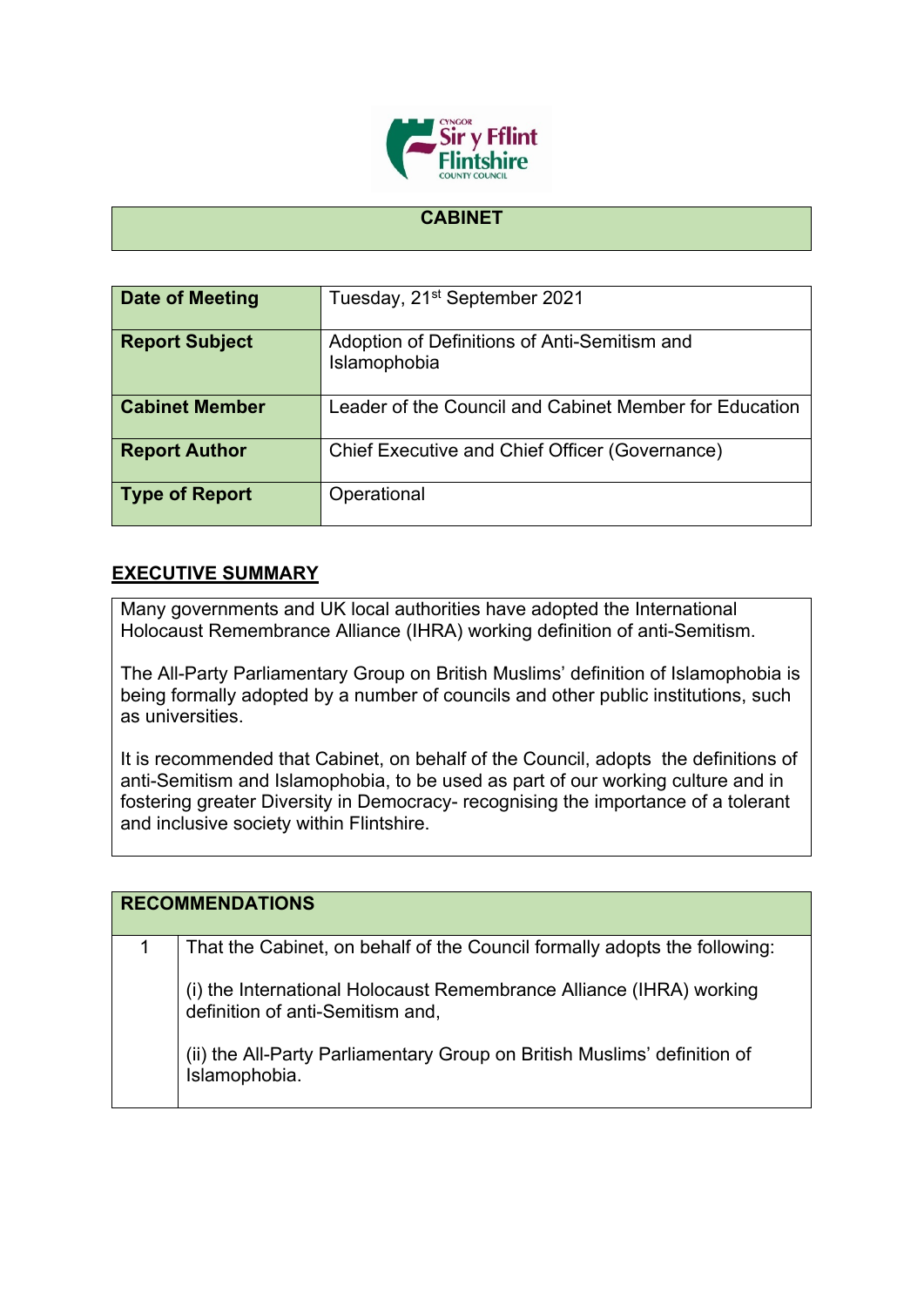# CABINET

| Date of Meeting | Tuesday, 21st September 2021 |
|---|---|
| Report Subject | Adoption of Definitions of Anti-Semitism and Islamophobia |
| Cabinet Member | Leader of the Council and Cabinet Member for Education |
| Report Author | Chief Executive and Chief Officer (Governance) |
| Type of Report | Operational |

## EXECUTIVE SUMMARY

Many governments and UK local authorities have adopted the International Holocaust Remembrance Alliance (IHRA) working definition of anti-Semitism.

The All-Party Parliamentary Group on British Muslims' definition of Islamophobia is being formally adopted by a number of councils and other public institutions, such as universities.

It is recommended that Cabinet, on behalf of the Council, adopts the definitions of anti-Semitism and Islamophobia, to be used as part of our working culture and in fostering greater Diversity in Democracy- recognising the importance of a tolerant and inclusive society within Flintshire.

| RECOMMENDATIONS | |
|---|---|
| 1 | That the Cabinet, on behalf of the Council formally adopts the following:<br><br>(i) the International Holocaust Remembrance Alliance (IHRA) working definition of anti-Semitism and,<br><br>(ii) the All-Party Parliamentary Group on British Muslims' definition of Islamophobia. |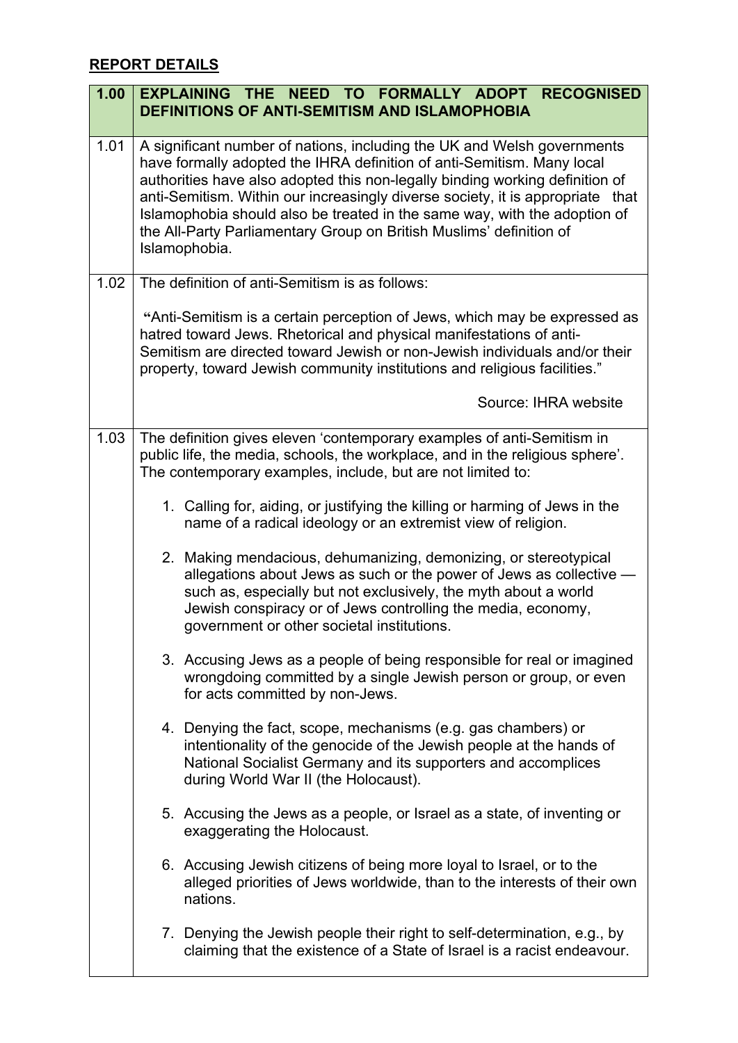## REPORT DETAILS

| 1.00 | EXPLAINING THE NEED TO FORMALLY ADOPT RECOGNISED DEFINITIONS OF ANTI-SEMITISM AND ISLAMOPHOBIA |
|---|---|
| 1.01 | A significant number of nations, including the UK and Welsh governments have formally adopted the IHRA definition of anti-Semitism. Many local authorities have also adopted this non-legally binding working definition of anti-Semitism. Within our increasingly diverse society, it is appropriate that Islamophobia should also be treated in the same way, with the adoption of the All-Party Parliamentary Group on British Muslims' definition of Islamophobia. |
| 1.02 | The definition of anti-Semitism is as follows:<br><br>"Anti-Semitism is a certain perception of Jews, which may be expressed as hatred toward Jews. Rhetorical and physical manifestations of anti-Semitism are directed toward Jewish or non-Jewish individuals and/or their property, toward Jewish community institutions and religious facilities."<br><br>Source: IHRA website |
| 1.03 | The definition gives eleven 'contemporary examples of anti-Semitism in public life, the media, schools, the workplace, and in the religious sphere'. The contemporary examples, include, but are not limited to:<br><br>1. Calling for, aiding, or justifying the killing or harming of Jews in the name of a radical ideology or an extremist view of religion.<br><br>2. Making mendacious, dehumanizing, demonizing, or stereotypical allegations about Jews as such or the power of Jews as collective — such as, especially but not exclusively, the myth about a world Jewish conspiracy or of Jews controlling the media, economy, government or other societal institutions.<br><br>3. Accusing Jews as a people of being responsible for real or imagined wrongdoing committed by a single Jewish person or group, or even for acts committed by non-Jews.<br><br>4. Denying the fact, scope, mechanisms (e.g. gas chambers) or intentionality of the genocide of the Jewish people at the hands of National Socialist Germany and its supporters and accomplices during World War II (the Holocaust).<br><br>5. Accusing the Jews as a people, or Israel as a state, of inventing or exaggerating the Holocaust.<br><br>6. Accusing Jewish citizens of being more loyal to Israel, or to the alleged priorities of Jews worldwide, than to the interests of their own nations.<br><br>7. Denying the Jewish people their right to self-determination, e.g., by claiming that the existence of a State of Israel is a racist endeavour. |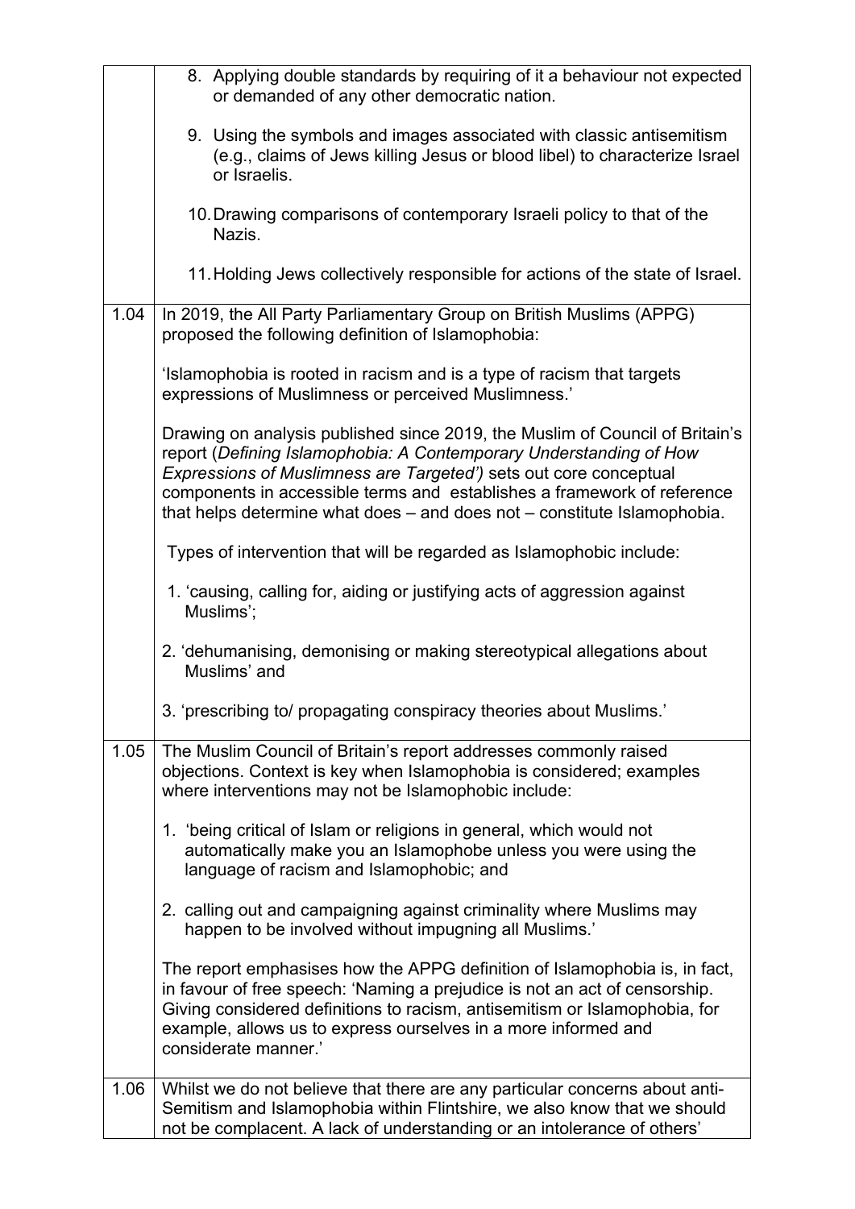| | |
|---|---|
| | 8. Applying double standards by requiring of it a behaviour not expected or demanded of any other democratic nation.<br><br>9. Using the symbols and images associated with classic antisemitism (e.g., claims of Jews killing Jesus or blood libel) to characterize Israel or Israelis.<br><br>10. Drawing comparisons of contemporary Israeli policy to that of the Nazis.<br><br>11. Holding Jews collectively responsible for actions of the state of Israel. |
| 1.04 | In 2019, the All Party Parliamentary Group on British Muslims (APPG) proposed the following definition of Islamophobia:<br><br>'Islamophobia is rooted in racism and is a type of racism that targets expressions of Muslimness or perceived Muslimness.'<br><br>Drawing on analysis published since 2019, the Muslim of Council of Britain's report (*Defining Islamophobia: A Contemporary Understanding of How Expressions of Muslimness are Targeted')* sets out core conceptual components in accessible terms and establishes a framework of reference that helps determine what does – and does not – constitute Islamophobia.<br><br>Types of intervention that will be regarded as Islamophobic include:<br><br>1. 'causing, calling for, aiding or justifying acts of aggression against Muslims';<br><br>2. 'dehumanising, demonising or making stereotypical allegations about Muslims' and<br><br>3. 'prescribing to/ propagating conspiracy theories about Muslims.' |
| 1.05 | The Muslim Council of Britain's report addresses commonly raised objections. Context is key when Islamophobia is considered; examples where interventions may not be Islamophobic include:<br><br>1. 'being critical of Islam or religions in general, which would not automatically make you an Islamophobe unless you were using the language of racism and Islamophobic; and<br><br>2. calling out and campaigning against criminality where Muslims may happen to be involved without impugning all Muslims.'<br><br>The report emphasises how the APPG definition of Islamophobia is, in fact, in favour of free speech: 'Naming a prejudice is not an act of censorship. Giving considered definitions to racism, antisemitism or Islamophobia, for example, allows us to express ourselves in a more informed and considerate manner.' |
| 1.06 | Whilst we do not believe that there are any particular concerns about anti-Semitism and Islamophobia within Flintshire, we also know that we should not be complacent. A lack of understanding or an intolerance of others' |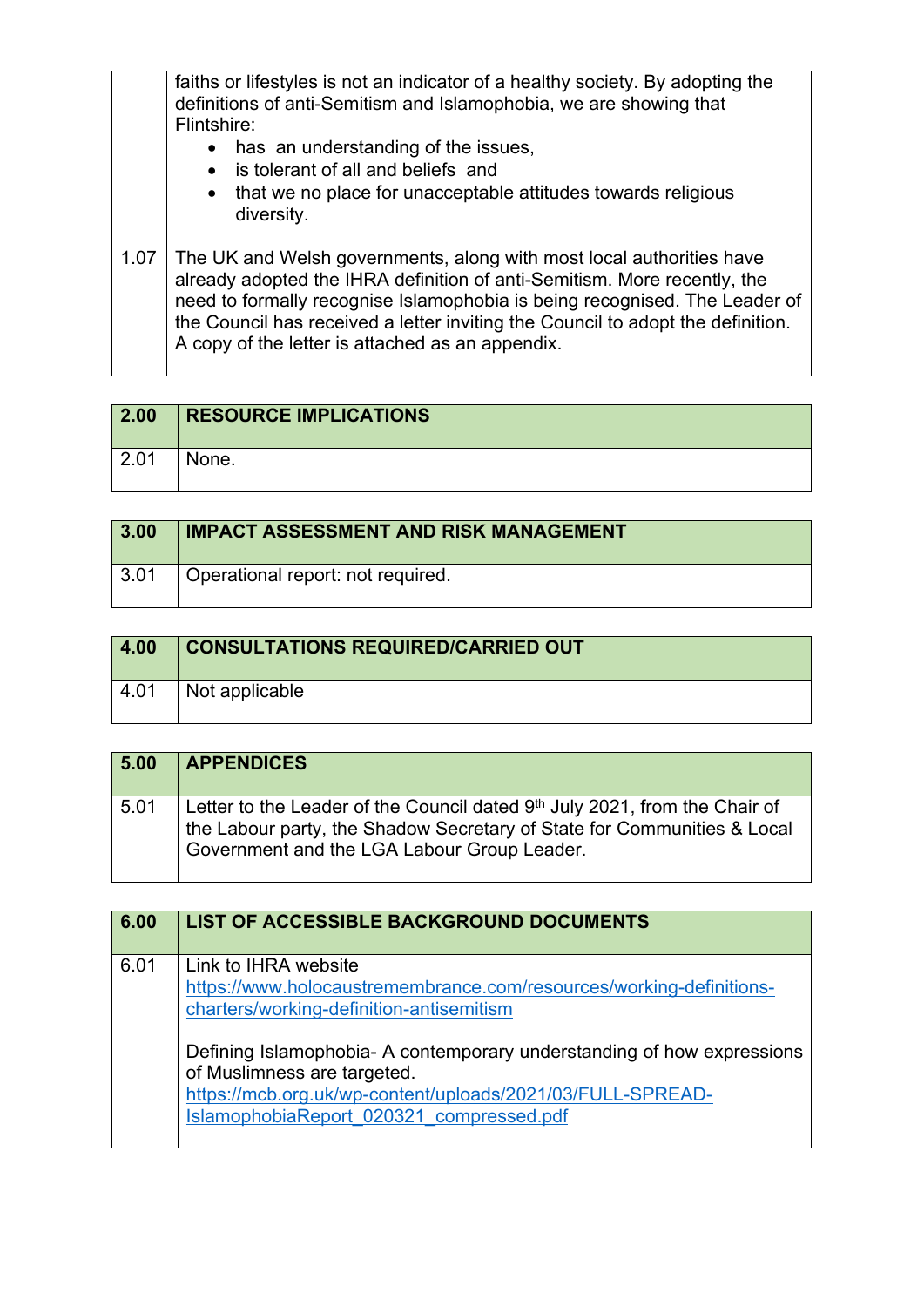| | |
|---|---|
| | faiths or lifestyles is not an indicator of a healthy society. By adopting the definitions of anti-Semitism and Islamophobia, we are showing that Flintshire:<br>• has an understanding of the issues,<br>• is tolerant of all and beliefs and<br>• that we no place for unacceptable attitudes towards religious diversity. |
| 1.07 | The UK and Welsh governments, along with most local authorities have already adopted the IHRA definition of anti-Semitism. More recently, the need to formally recognise Islamophobia is being recognised. The Leader of the Council has received a letter inviting the Council to adopt the definition. A copy of the letter is attached as an appendix. |

| 2.00 | RESOURCE IMPLICATIONS |
|---|---|
| 2.01 | None. |

| 3.00 | IMPACT ASSESSMENT AND RISK MANAGEMENT |
|---|---|
| 3.01 | Operational report: not required. |

| 4.00 | CONSULTATIONS REQUIRED/CARRIED OUT |
|---|---|
| 4.01 | Not applicable |

| 5.00 | APPENDICES |
|---|---|
| 5.01 | Letter to the Leader of the Council dated 9th July 2021, from the Chair of the Labour party, the Shadow Secretary of State for Communities & Local Government and the LGA Labour Group Leader. |

| 6.00 | LIST OF ACCESSIBLE BACKGROUND DOCUMENTS |
|---|---|
| 6.01 | Link to IHRA website<br>https://www.holocaustremembrance.com/resources/working-definitions-charters/working-definition-antisemitism<br><br>Defining Islamophobia- A contemporary understanding of how expressions of Muslimness are targeted.<br>https://mcb.org.uk/wp-content/uploads/2021/03/FULL-SPREAD-IslamophobiaReport_020321_compressed.pdf |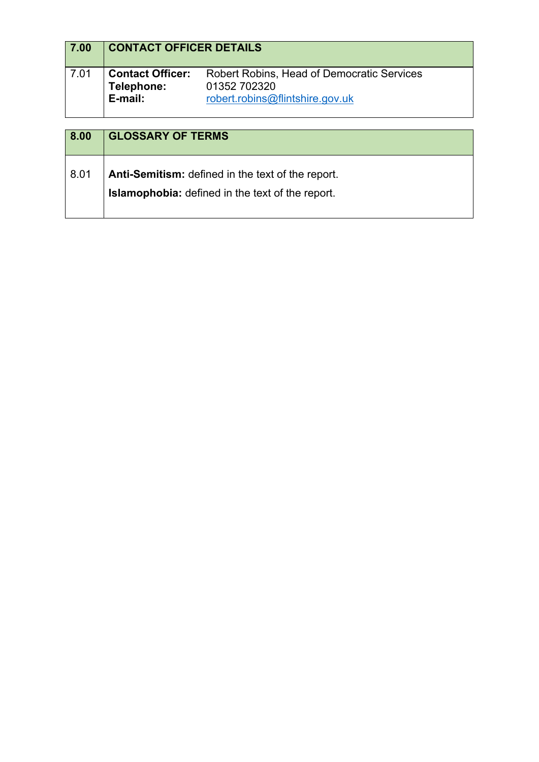| 7.00 | CONTACT OFFICER DETAILS | |
|---|---|---|
| 7.01 | **Contact Officer:**<br>**Telephone:**<br>**E-mail:** | Robert Robins, Head of Democratic Services<br>01352 702320<br>robert.robins@flintshire.gov.uk |

| 8.00 | GLOSSARY OF TERMS |
|---|---|
| 8.01 | **Anti-Semitism:** defined in the text of the report.<br>**Islamophobia:** defined in the text of the report. |